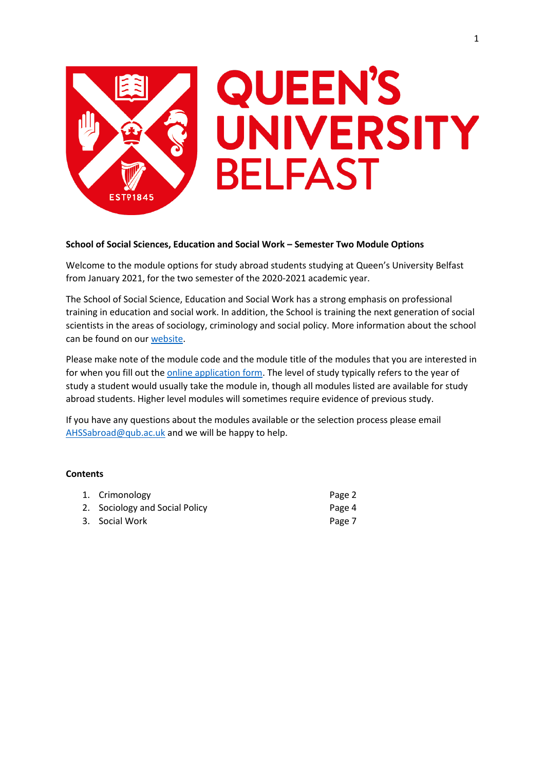**School of Social Sciences, Education and Social Work – Semester Two Module Options**

Welcome to the module options for study abroad students studying at Queen's University Belfast from January 2021, for the two semester of the 2020-2021 academic year.

The School of Social Science, Education and Social Work has a strong emphasis on professional training in education and social work. In addition, the School is training the next generation of social scientists in the areas of sociology, criminology and social policy. More information about the school can be found on our website.

Please make note of the module code and the module title of the modules that you are interested in for when you fill out the online application form. The level of study typically refers to the year of study a student would usually take the module in, though all modules listed are available for study abroad students. Higher level modules will sometimes require evidence of previous study.

If you have any questions about the modules available or the selection process please email AHSSabroad@qub.ac.uk and we will be happy to help.

**Contents**

1. Crimonology — Page 2
2. Sociology and Social Policy — Page 4
3. Social Work — Page 7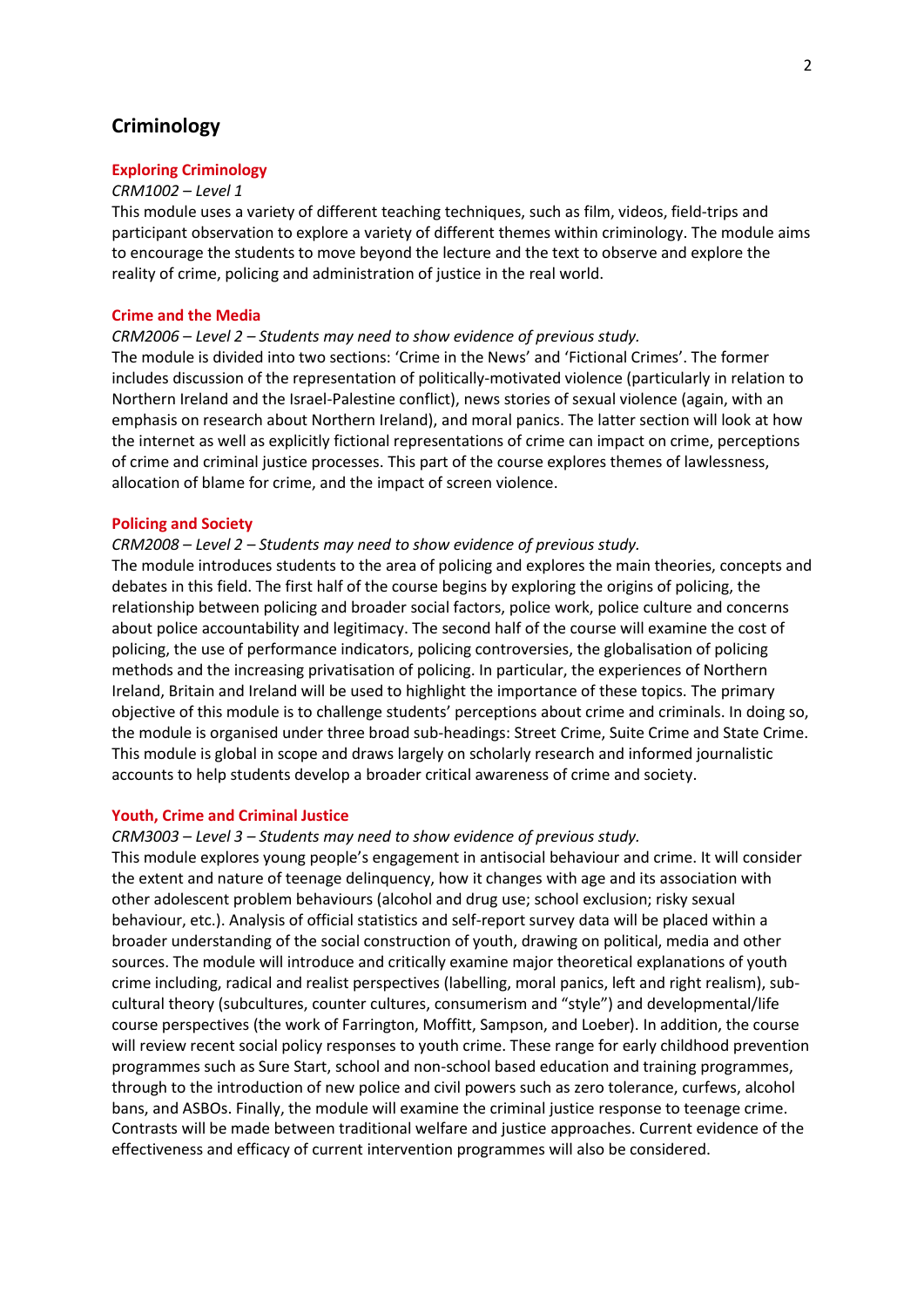## Criminology

### Exploring Criminology

*CRM1002 – Level 1*

This module uses a variety of different teaching techniques, such as film, videos, field-trips and participant observation to explore a variety of different themes within criminology. The module aims to encourage the students to move beyond the lecture and the text to observe and explore the reality of crime, policing and administration of justice in the real world.

### Crime and the Media

*CRM2006 – Level 2 – Students may need to show evidence of previous study.*

The module is divided into two sections: 'Crime in the News' and 'Fictional Crimes'. The former includes discussion of the representation of politically-motivated violence (particularly in relation to Northern Ireland and the Israel-Palestine conflict), news stories of sexual violence (again, with an emphasis on research about Northern Ireland), and moral panics. The latter section will look at how the internet as well as explicitly fictional representations of crime can impact on crime, perceptions of crime and criminal justice processes. This part of the course explores themes of lawlessness, allocation of blame for crime, and the impact of screen violence.

### Policing and Society

*CRM2008 – Level 2 – Students may need to show evidence of previous study.*

The module introduces students to the area of policing and explores the main theories, concepts and debates in this field. The first half of the course begins by exploring the origins of policing, the relationship between policing and broader social factors, police work, police culture and concerns about police accountability and legitimacy. The second half of the course will examine the cost of policing, the use of performance indicators, policing controversies, the globalisation of policing methods and the increasing privatisation of policing. In particular, the experiences of Northern Ireland, Britain and Ireland will be used to highlight the importance of these topics. The primary objective of this module is to challenge students' perceptions about crime and criminals. In doing so, the module is organised under three broad sub-headings: Street Crime, Suite Crime and State Crime. This module is global in scope and draws largely on scholarly research and informed journalistic accounts to help students develop a broader critical awareness of crime and society.

### Youth, Crime and Criminal Justice

*CRM3003 – Level 3 – Students may need to show evidence of previous study.*

This module explores young people's engagement in antisocial behaviour and crime. It will consider the extent and nature of teenage delinquency, how it changes with age and its association with other adolescent problem behaviours (alcohol and drug use; school exclusion; risky sexual behaviour, etc.). Analysis of official statistics and self-report survey data will be placed within a broader understanding of the social construction of youth, drawing on political, media and other sources. The module will introduce and critically examine major theoretical explanations of youth crime including, radical and realist perspectives (labelling, moral panics, left and right realism), sub-cultural theory (subcultures, counter cultures, consumerism and "style") and developmental/life course perspectives (the work of Farrington, Moffitt, Sampson, and Loeber). In addition, the course will review recent social policy responses to youth crime. These range for early childhood prevention programmes such as Sure Start, school and non-school based education and training programmes, through to the introduction of new police and civil powers such as zero tolerance, curfews, alcohol bans, and ASBOs. Finally, the module will examine the criminal justice response to teenage crime. Contrasts will be made between traditional welfare and justice approaches. Current evidence of the effectiveness and efficacy of current intervention programmes will also be considered.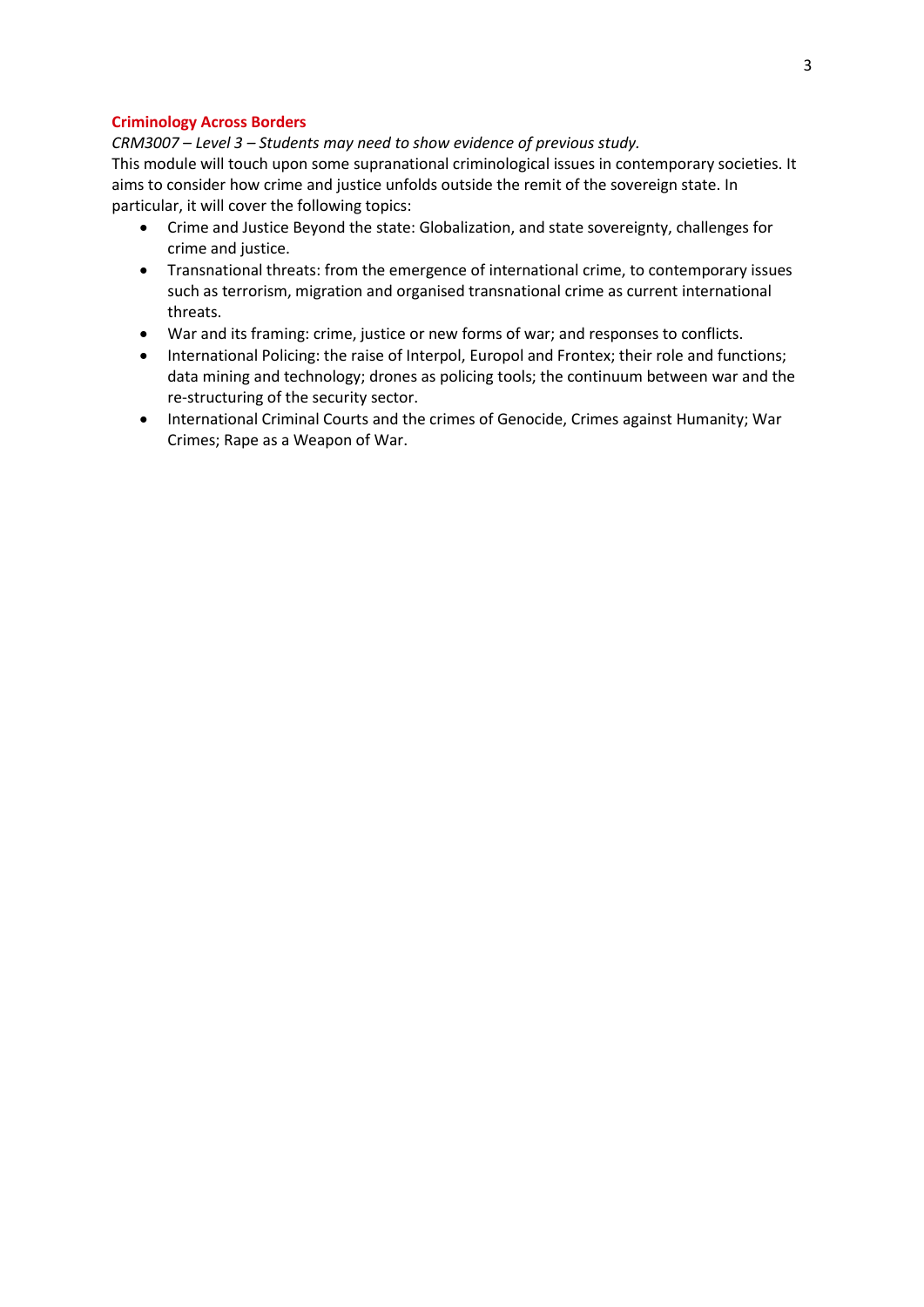### Criminology Across Borders

*CRM3007 – Level 3 – Students may need to show evidence of previous study.*

This module will touch upon some supranational criminological issues in contemporary societies. It aims to consider how crime and justice unfolds outside the remit of the sovereign state. In particular, it will cover the following topics:

- Crime and Justice Beyond the state: Globalization, and state sovereignty, challenges for crime and justice.
- Transnational threats: from the emergence of international crime, to contemporary issues such as terrorism, migration and organised transnational crime as current international threats.
- War and its framing: crime, justice or new forms of war; and responses to conflicts.
- International Policing: the raise of Interpol, Europol and Frontex; their role and functions; data mining and technology; drones as policing tools; the continuum between war and the re-structuring of the security sector.
- International Criminal Courts and the crimes of Genocide, Crimes against Humanity; War Crimes; Rape as a Weapon of War.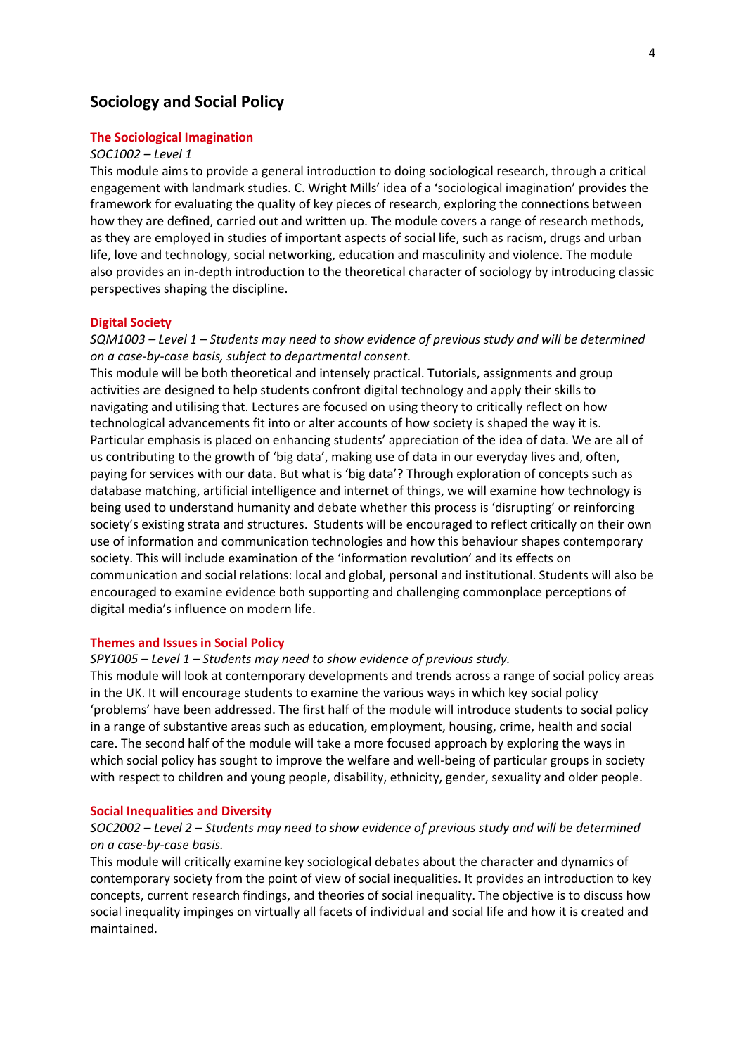## Sociology and Social Policy

### The Sociological Imagination

*SOC1002 – Level 1*

This module aims to provide a general introduction to doing sociological research, through a critical engagement with landmark studies. C. Wright Mills' idea of a 'sociological imagination' provides the framework for evaluating the quality of key pieces of research, exploring the connections between how they are defined, carried out and written up. The module covers a range of research methods, as they are employed in studies of important aspects of social life, such as racism, drugs and urban life, love and technology, social networking, education and masculinity and violence. The module also provides an in-depth introduction to the theoretical character of sociology by introducing classic perspectives shaping the discipline.

### Digital Society

*SQM1003 – Level 1 – Students may need to show evidence of previous study and will be determined on a case-by-case basis, subject to departmental consent.*

This module will be both theoretical and intensely practical. Tutorials, assignments and group activities are designed to help students confront digital technology and apply their skills to navigating and utilising that. Lectures are focused on using theory to critically reflect on how technological advancements fit into or alter accounts of how society is shaped the way it is. Particular emphasis is placed on enhancing students' appreciation of the idea of data. We are all of us contributing to the growth of 'big data', making use of data in our everyday lives and, often, paying for services with our data. But what is 'big data'? Through exploration of concepts such as database matching, artificial intelligence and internet of things, we will examine how technology is being used to understand humanity and debate whether this process is 'disrupting' or reinforcing society's existing strata and structures. Students will be encouraged to reflect critically on their own use of information and communication technologies and how this behaviour shapes contemporary society. This will include examination of the 'information revolution' and its effects on communication and social relations: local and global, personal and institutional. Students will also be encouraged to examine evidence both supporting and challenging commonplace perceptions of digital media's influence on modern life.

### Themes and Issues in Social Policy

*SPY1005 – Level 1 – Students may need to show evidence of previous study.*

This module will look at contemporary developments and trends across a range of social policy areas in the UK. It will encourage students to examine the various ways in which key social policy 'problems' have been addressed. The first half of the module will introduce students to social policy in a range of substantive areas such as education, employment, housing, crime, health and social care. The second half of the module will take a more focused approach by exploring the ways in which social policy has sought to improve the welfare and well-being of particular groups in society with respect to children and young people, disability, ethnicity, gender, sexuality and older people.

### Social Inequalities and Diversity

*SOC2002 – Level 2 – Students may need to show evidence of previous study and will be determined on a case-by-case basis.*

This module will critically examine key sociological debates about the character and dynamics of contemporary society from the point of view of social inequalities. It provides an introduction to key concepts, current research findings, and theories of social inequality. The objective is to discuss how social inequality impinges on virtually all facets of individual and social life and how it is created and maintained.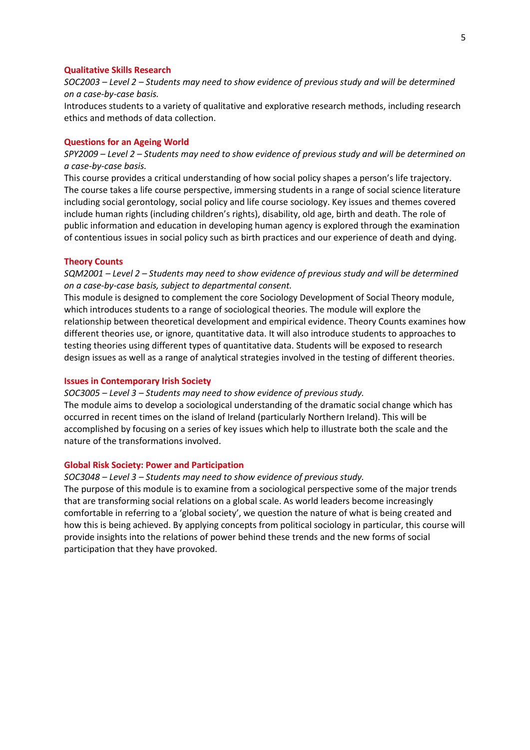### Qualitative Skills Research

*SOC2003 – Level 2 – Students may need to show evidence of previous study and will be determined on a case-by-case basis.*

Introduces students to a variety of qualitative and explorative research methods, including research ethics and methods of data collection.

### Questions for an Ageing World

*SPY2009 – Level 2 – Students may need to show evidence of previous study and will be determined on a case-by-case basis.*

This course provides a critical understanding of how social policy shapes a person's life trajectory. The course takes a life course perspective, immersing students in a range of social science literature including social gerontology, social policy and life course sociology. Key issues and themes covered include human rights (including children's rights), disability, old age, birth and death. The role of public information and education in developing human agency is explored through the examination of contentious issues in social policy such as birth practices and our experience of death and dying.

### Theory Counts

*SQM2001 – Level 2 – Students may need to show evidence of previous study and will be determined on a case-by-case basis, subject to departmental consent.*

This module is designed to complement the core Sociology Development of Social Theory module, which introduces students to a range of sociological theories. The module will explore the relationship between theoretical development and empirical evidence. Theory Counts examines how different theories use, or ignore, quantitative data. It will also introduce students to approaches to testing theories using different types of quantitative data. Students will be exposed to research design issues as well as a range of analytical strategies involved in the testing of different theories.

### Issues in Contemporary Irish Society

*SOC3005 – Level 3 – Students may need to show evidence of previous study.*

The module aims to develop a sociological understanding of the dramatic social change which has occurred in recent times on the island of Ireland (particularly Northern Ireland). This will be accomplished by focusing on a series of key issues which help to illustrate both the scale and the nature of the transformations involved.

### Global Risk Society: Power and Participation

*SOC3048 – Level 3 – Students may need to show evidence of previous study.*

The purpose of this module is to examine from a sociological perspective some of the major trends that are transforming social relations on a global scale. As world leaders become increasingly comfortable in referring to a 'global society', we question the nature of what is being created and how this is being achieved. By applying concepts from political sociology in particular, this course will provide insights into the relations of power behind these trends and the new forms of social participation that they have provoked.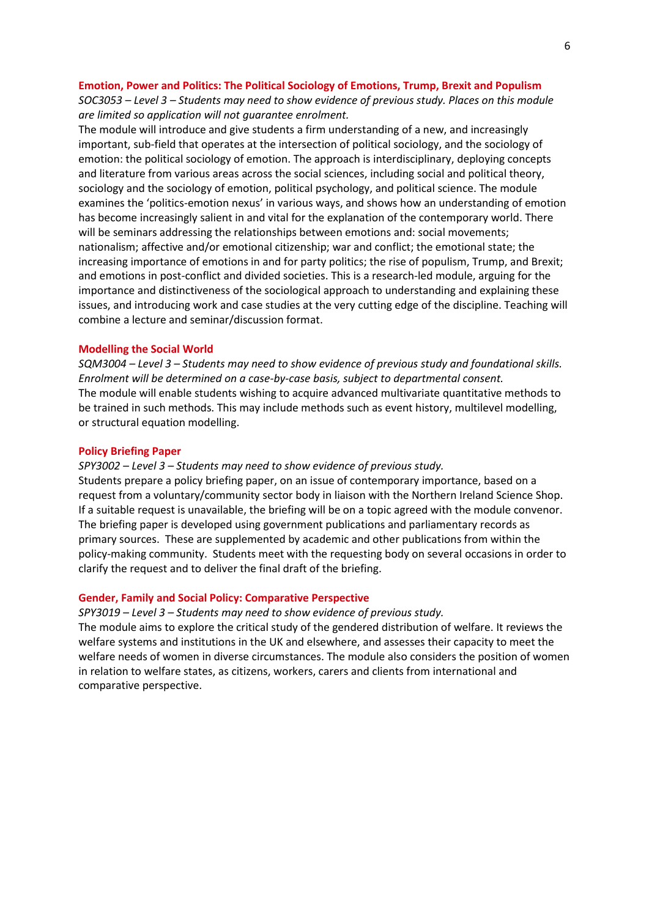### Emotion, Power and Politics: The Political Sociology of Emotions, Trump, Brexit and Populism

*SOC3053 – Level 3 – Students may need to show evidence of previous study. Places on this module are limited so application will not guarantee enrolment.*

The module will introduce and give students a firm understanding of a new, and increasingly important, sub-field that operates at the intersection of political sociology, and the sociology of emotion: the political sociology of emotion. The approach is interdisciplinary, deploying concepts and literature from various areas across the social sciences, including social and political theory, sociology and the sociology of emotion, political psychology, and political science. The module examines the 'politics-emotion nexus' in various ways, and shows how an understanding of emotion has become increasingly salient in and vital for the explanation of the contemporary world. There will be seminars addressing the relationships between emotions and: social movements; nationalism; affective and/or emotional citizenship; war and conflict; the emotional state; the increasing importance of emotions in and for party politics; the rise of populism, Trump, and Brexit; and emotions in post-conflict and divided societies. This is a research-led module, arguing for the importance and distinctiveness of the sociological approach to understanding and explaining these issues, and introducing work and case studies at the very cutting edge of the discipline. Teaching will combine a lecture and seminar/discussion format.

### Modelling the Social World

*SQM3004 – Level 3 – Students may need to show evidence of previous study and foundational skills. Enrolment will be determined on a case-by-case basis, subject to departmental consent.*

The module will enable students wishing to acquire advanced multivariate quantitative methods to be trained in such methods. This may include methods such as event history, multilevel modelling, or structural equation modelling.

### Policy Briefing Paper

*SPY3002 – Level 3 – Students may need to show evidence of previous study.*

Students prepare a policy briefing paper, on an issue of contemporary importance, based on a request from a voluntary/community sector body in liaison with the Northern Ireland Science Shop. If a suitable request is unavailable, the briefing will be on a topic agreed with the module convenor. The briefing paper is developed using government publications and parliamentary records as primary sources. These are supplemented by academic and other publications from within the policy-making community. Students meet with the requesting body on several occasions in order to clarify the request and to deliver the final draft of the briefing.

### Gender, Family and Social Policy: Comparative Perspective

*SPY3019 – Level 3 – Students may need to show evidence of previous study.*

The module aims to explore the critical study of the gendered distribution of welfare. It reviews the welfare systems and institutions in the UK and elsewhere, and assesses their capacity to meet the welfare needs of women in diverse circumstances. The module also considers the position of women in relation to welfare states, as citizens, workers, carers and clients from international and comparative perspective.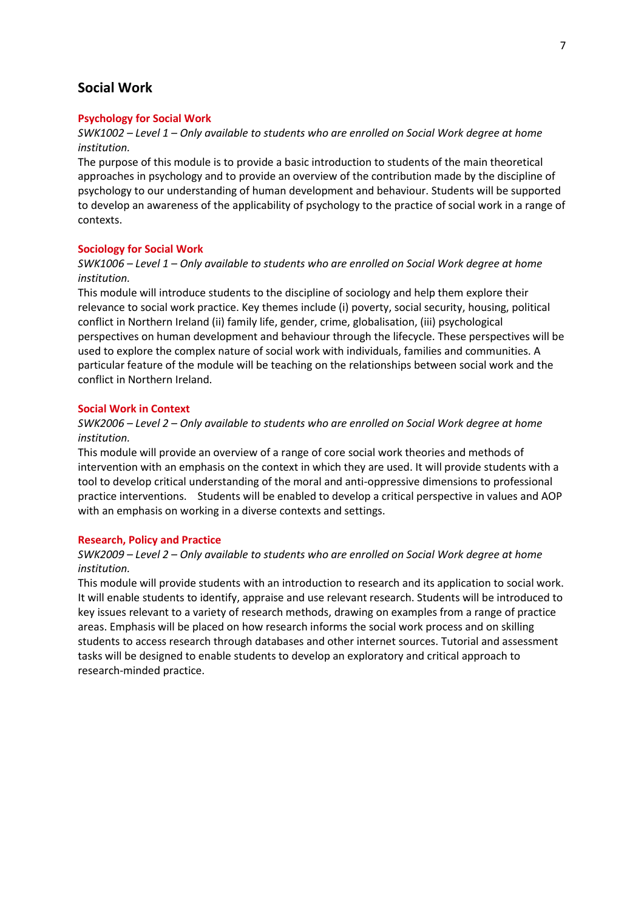## Social Work

### Psychology for Social Work

*SWK1002 – Level 1 – Only available to students who are enrolled on Social Work degree at home institution.*

The purpose of this module is to provide a basic introduction to students of the main theoretical approaches in psychology and to provide an overview of the contribution made by the discipline of psychology to our understanding of human development and behaviour. Students will be supported to develop an awareness of the applicability of psychology to the practice of social work in a range of contexts.

### Sociology for Social Work

*SWK1006 – Level 1 – Only available to students who are enrolled on Social Work degree at home institution.*

This module will introduce students to the discipline of sociology and help them explore their relevance to social work practice. Key themes include (i) poverty, social security, housing, political conflict in Northern Ireland (ii) family life, gender, crime, globalisation, (iii) psychological perspectives on human development and behaviour through the lifecycle. These perspectives will be used to explore the complex nature of social work with individuals, families and communities. A particular feature of the module will be teaching on the relationships between social work and the conflict in Northern Ireland.

### Social Work in Context

*SWK2006 – Level 2 – Only available to students who are enrolled on Social Work degree at home institution.*

This module will provide an overview of a range of core social work theories and methods of intervention with an emphasis on the context in which they are used. It will provide students with a tool to develop critical understanding of the moral and anti-oppressive dimensions to professional practice interventions.   Students will be enabled to develop a critical perspective in values and AOP with an emphasis on working in a diverse contexts and settings.

### Research, Policy and Practice

*SWK2009 – Level 2 – Only available to students who are enrolled on Social Work degree at home institution.*

This module will provide students with an introduction to research and its application to social work. It will enable students to identify, appraise and use relevant research. Students will be introduced to key issues relevant to a variety of research methods, drawing on examples from a range of practice areas. Emphasis will be placed on how research informs the social work process and on skilling students to access research through databases and other internet sources. Tutorial and assessment tasks will be designed to enable students to develop an exploratory and critical approach to research-minded practice.